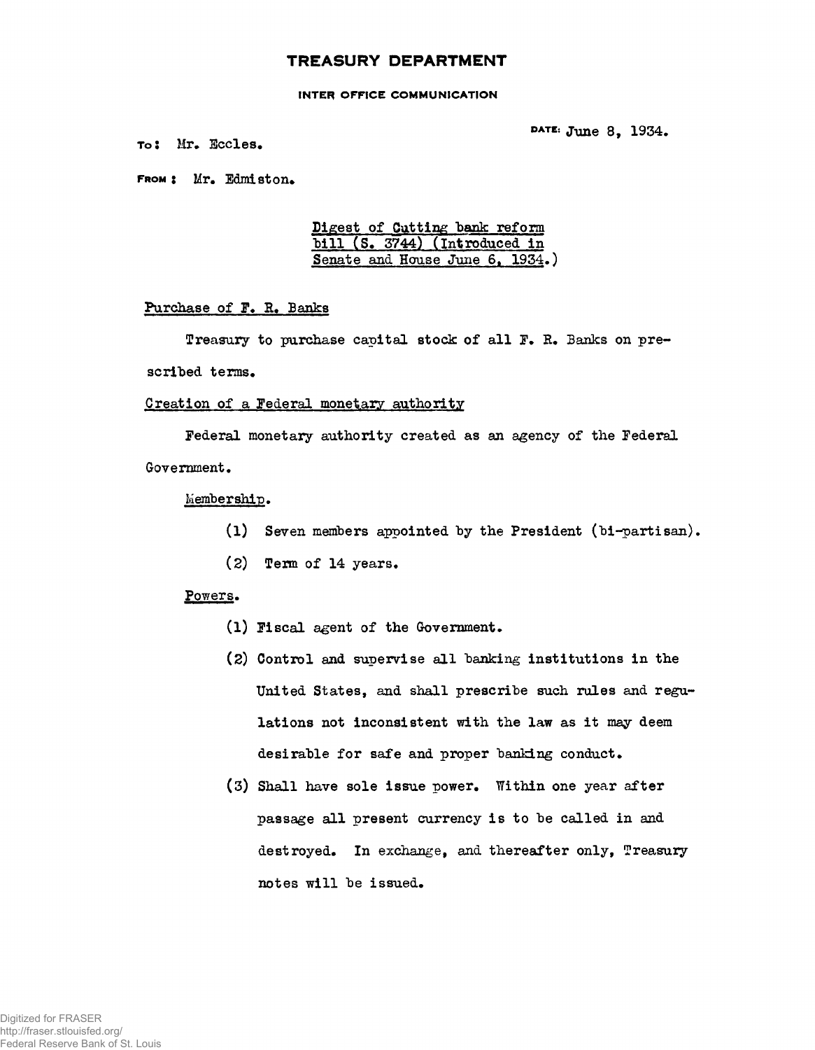# TREASURY DEPARTMENT

**INTER OFFICE COMMUNICATION**

DATE: June 8, 1934.

To: Mr. Eccles.

FROM: Mr. Edmiston.

Digest of Cutting bank reform bill (S. 3744) (Introduced in Senate and House June 6, 1934.)

Purchase of F. R. Banks

Treasury to purchase capital stock of all F. R. Banks on prescribed terms.

Creation of a Federal monetary authority

Federal monetary authority created as an agency of the Federal Government.

Membership.

(1) Seven members appointed by the President (bi-partisan).

(2) Term of 14 years.

Powers.

(1) Fiscal agent of the Government.

(2) Control and supervise all banking institutions in the United States, and shall prescribe such rules and regulations not inconsistent with the law as it may deem desirable for safe and proper banking conduct.

(3) Shall have sole issue power. Within one year after passage all present currency is to be called in and destroyed. In exchange, and thereafter only, Treasury notes will be issued.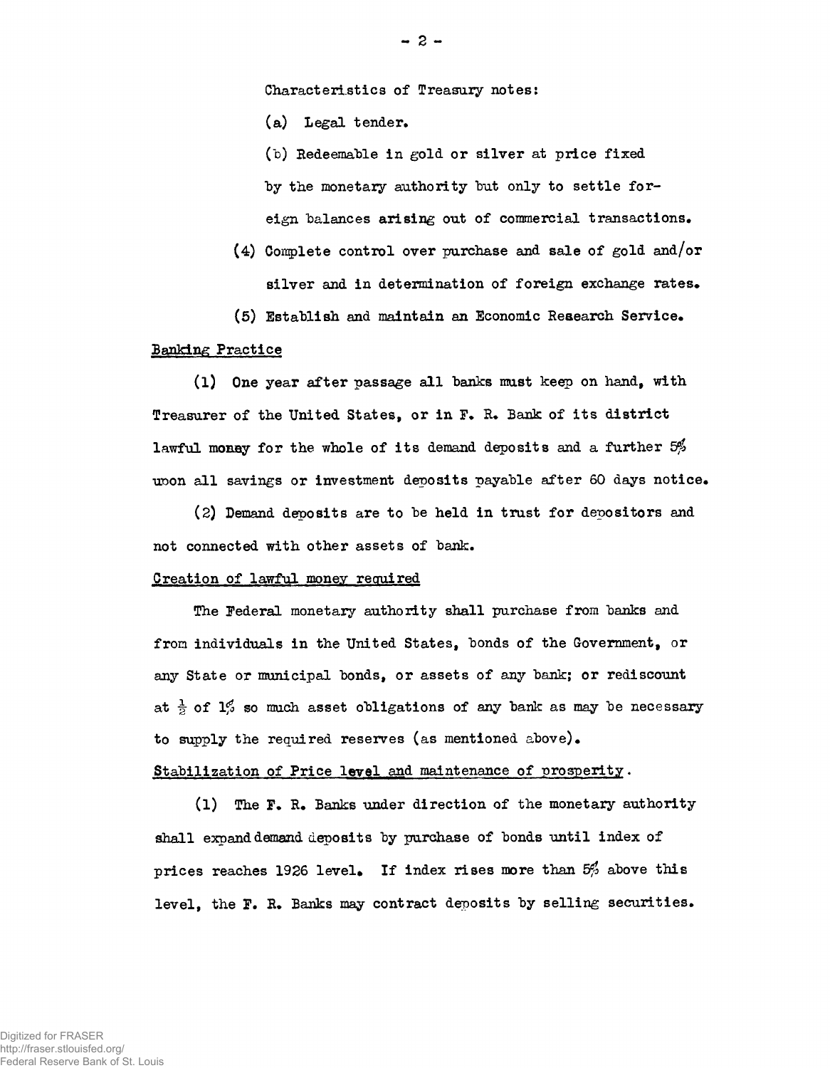Characteristics of Treasury notes:

(a) Legal tender.

(b) Redeemable in gold or silver at price fixed by the monetary authority but only to settle foreign balances arising out of commercial transactions.

(4) Complete control over purchase and sale of gold and/or silver and in determination of foreign exchange rates.

(5) Establish and maintain an Economic Research Service.

Banking Practice

(1) One year after passage all banks must keep on hand, with Treasurer of the United States, or in F. R. Bank of its district lawful money for the whole of its demand deposits and a further 5% upon all savings or investment deposits payable after 60 days notice.

(2) Demand deposits are to be held in trust for depositors and not connected with other assets of bank.

Creation of lawful money required

The Federal monetary authority shall purchase from banks and from individuals in the United States, bonds of the Government, or any State or municipal bonds, or assets of any bank; or rediscount at $\frac{1}{2}$ of 1% so much asset obligations of any bank as may be necessary to supply the required reserves (as mentioned above).

Stabilization of Price level and maintenance of prosperity.

(1) The F. R. Banks under direction of the monetary authority shall expand demand deposits by purchase of bonds until index of prices reaches 1926 level. If index rises more than 5% above this level, the F. R. Banks may contract deposits by selling securities.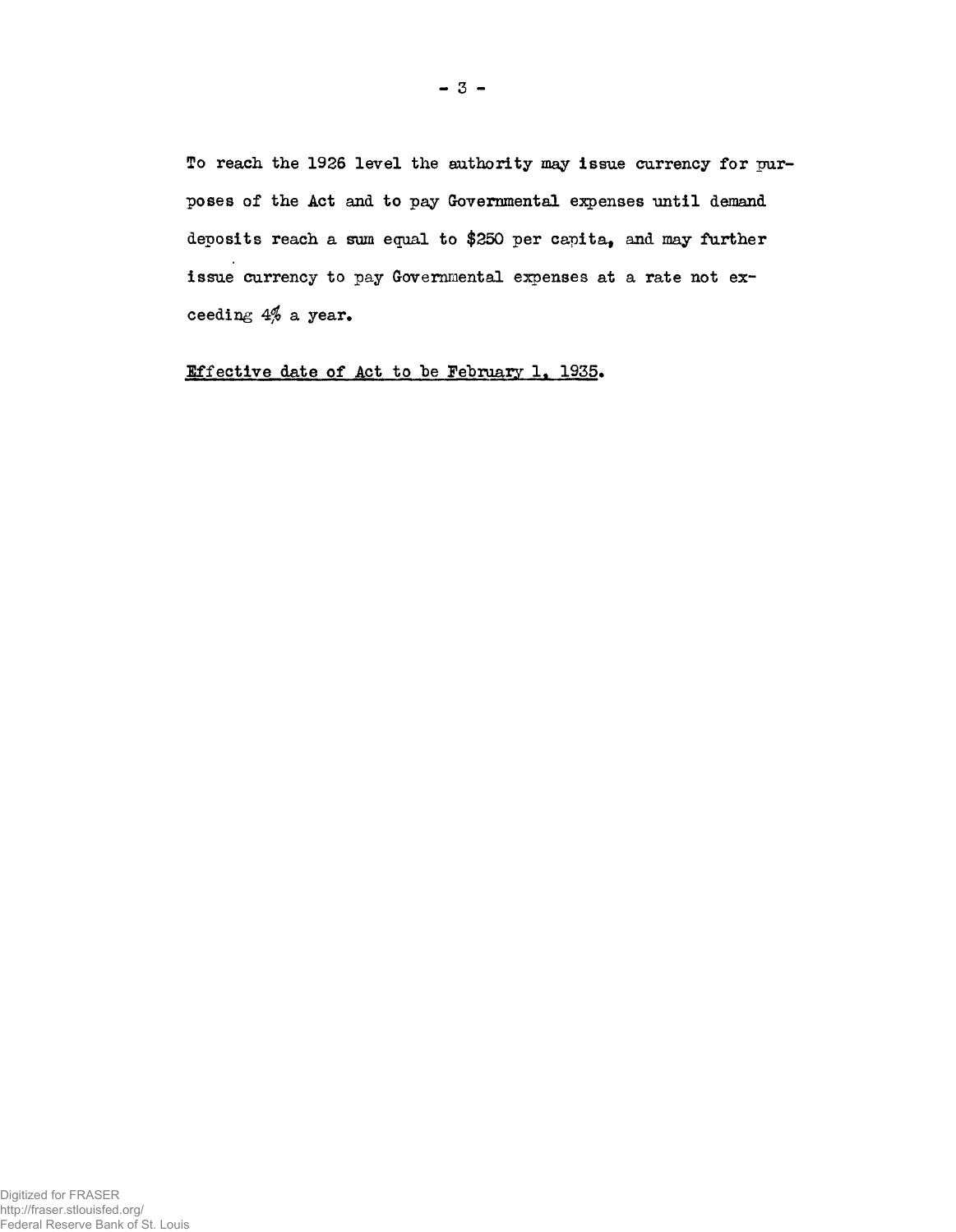To reach the 1926 level the authority may issue currency for purposes of the Act and to pay Governmental expenses until demand deposits reach a sum equal to $250 per capita, and may further issue currency to pay Governmental expenses at a rate not exceeding 4% a year.

<u>Effective date of Act to be February 1, 1935.</u>